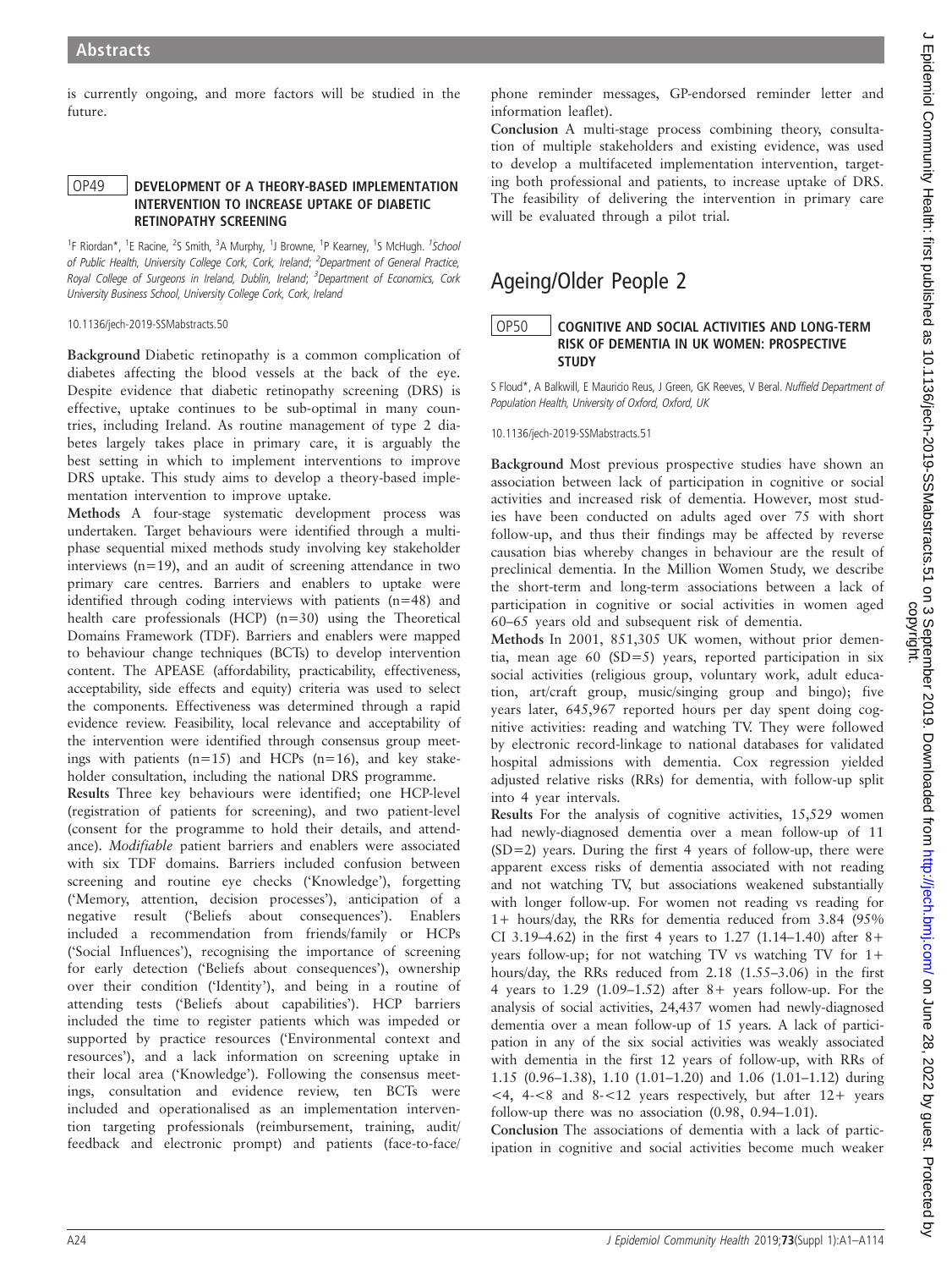is currently ongoing, and more factors will be studied in the future.

## OP49 DEVELOPMENT OF A THEORY-BASED IMPLEMENTATION INTERVENTION TO INCREASE UPTAKE OF DIABETIC RETINOPATHY SCREENING

[1]F Riordan*, [1]E Racine, [2]S Smith, [3]A Murphy, [1]J Browne, [1]P Kearney, [1]S McHugh. [1]*School of Public Health, University College Cork, Cork, Ireland*; [2]*Department of General Practice, Royal College of Surgeons in Ireland, Dublin, Ireland*; [3]*Department of Economics, Cork University Business School, University College Cork, Cork, Ireland*

10.1136/jech-2019-SSMabstracts.50

**Background** Diabetic retinopathy is a common complication of diabetes affecting the blood vessels at the back of the eye. Despite evidence that diabetic retinopathy screening (DRS) is effective, uptake continues to be sub-optimal in many countries, including Ireland. As routine management of type 2 diabetes largely takes place in primary care, it is arguably the best setting in which to implement interventions to improve DRS uptake. This study aims to develop a theory-based implementation intervention to improve uptake.

**Methods** A four-stage systematic development process was undertaken. Target behaviours were identified through a multi-phase sequential mixed methods study involving key stakeholder interviews (n=19), and an audit of screening attendance in two primary care centres. Barriers and enablers to uptake were identified through coding interviews with patients (n=48) and health care professionals (HCP) (n=30) using the Theoretical Domains Framework (TDF). Barriers and enablers were mapped to behaviour change techniques (BCTs) to develop intervention content. The APEASE (affordability, practicability, effectiveness, acceptability, side effects and equity) criteria was used to select the components. Effectiveness was determined through a rapid evidence review. Feasibility, local relevance and acceptability of the intervention were identified through consensus group meetings with patients (n=15) and HCPs (n=16), and key stakeholder consultation, including the national DRS programme.

**Results** Three key behaviours were identified; one HCP-level (registration of patients for screening), and two patient-level (consent for the programme to hold their details, and attendance). *Modifiable* patient barriers and enablers were associated with six TDF domains. Barriers included confusion between screening and routine eye checks ('Knowledge'), forgetting ('Memory, attention, decision processes'), anticipation of a negative result ('Beliefs about consequences'). Enablers included a recommendation from friends/family or HCPs ('Social Influences'), recognising the importance of screening for early detection ('Beliefs about consequences'), ownership over their condition ('Identity'), and being in a routine of attending tests ('Beliefs about capabilities'). HCP barriers included the time to register patients which was impeded or supported by practice resources ('Environmental context and resources'), and a lack information on screening uptake in their local area ('Knowledge'). Following the consensus meetings, consultation and evidence review, ten BCTs were included and operationalised as an implementation intervention targeting professionals (reimbursement, training, audit/feedback and electronic prompt) and patients (face-to-face/phone reminder messages, GP-endorsed reminder letter and information leaflet).

**Conclusion** A multi-stage process combining theory, consultation of multiple stakeholders and existing evidence, was used to develop a multifaceted implementation intervention, targeting both professional and patients, to increase uptake of DRS. The feasibility of delivering the intervention in primary care will be evaluated through a pilot trial.

# Ageing/Older People 2

## OP50 COGNITIVE AND SOCIAL ACTIVITIES AND LONG-TERM RISK OF DEMENTIA IN UK WOMEN: PROSPECTIVE STUDY

S Floud*, A Balkwill, E Mauricio Reus, J Green, GK Reeves, V Beral. *Nuffield Department of Population Health, University of Oxford, Oxford, UK*

10.1136/jech-2019-SSMabstracts.51

**Background** Most previous prospective studies have shown an association between lack of participation in cognitive or social activities and increased risk of dementia. However, most studies have been conducted on adults aged over 75 with short follow-up, and thus their findings may be affected by reverse causation bias whereby changes in behaviour are the result of preclinical dementia. In the Million Women Study, we describe the short-term and long-term associations between a lack of participation in cognitive or social activities in women aged 60–65 years old and subsequent risk of dementia.

**Methods** In 2001, 851,305 UK women, without prior dementia, mean age 60 (SD=5) years, reported participation in six social activities (religious group, voluntary work, adult education, art/craft group, music/singing group and bingo); five years later, 645,967 reported hours per day spent doing cognitive activities: reading and watching TV. They were followed by electronic record-linkage to national databases for validated hospital admissions with dementia. Cox regression yielded adjusted relative risks (RRs) for dementia, with follow-up split into 4 year intervals.

**Results** For the analysis of cognitive activities, 15,529 women had newly-diagnosed dementia over a mean follow-up of 11 (SD=2) years. During the first 4 years of follow-up, there were apparent excess risks of dementia associated with not reading and not watching TV, but associations weakened substantially with longer follow-up. For women not reading vs reading for 1+ hours/day, the RRs for dementia reduced from 3.84 (95% CI 3.19–4.62) in the first 4 years to 1.27 (1.14–1.40) after 8+ years follow-up; for not watching TV vs watching TV for 1+ hours/day, the RRs reduced from 2.18 (1.55–3.06) in the first 4 years to 1.29 (1.09–1.52) after 8+ years follow-up. For the analysis of social activities, 24,437 women had newly-diagnosed dementia over a mean follow-up of 15 years. A lack of participation in any of the six social activities was weakly associated with dementia in the first 12 years of follow-up, with RRs of 1.15 (0.96–1.38), 1.10 (1.01–1.20) and 1.06 (1.01–1.12) during <4, 4-<8 and 8-<12 years respectively, but after 12+ years follow-up there was no association (0.98, 0.94–1.01).

**Conclusion** The associations of dementia with a lack of participation in cognitive and social activities become much weaker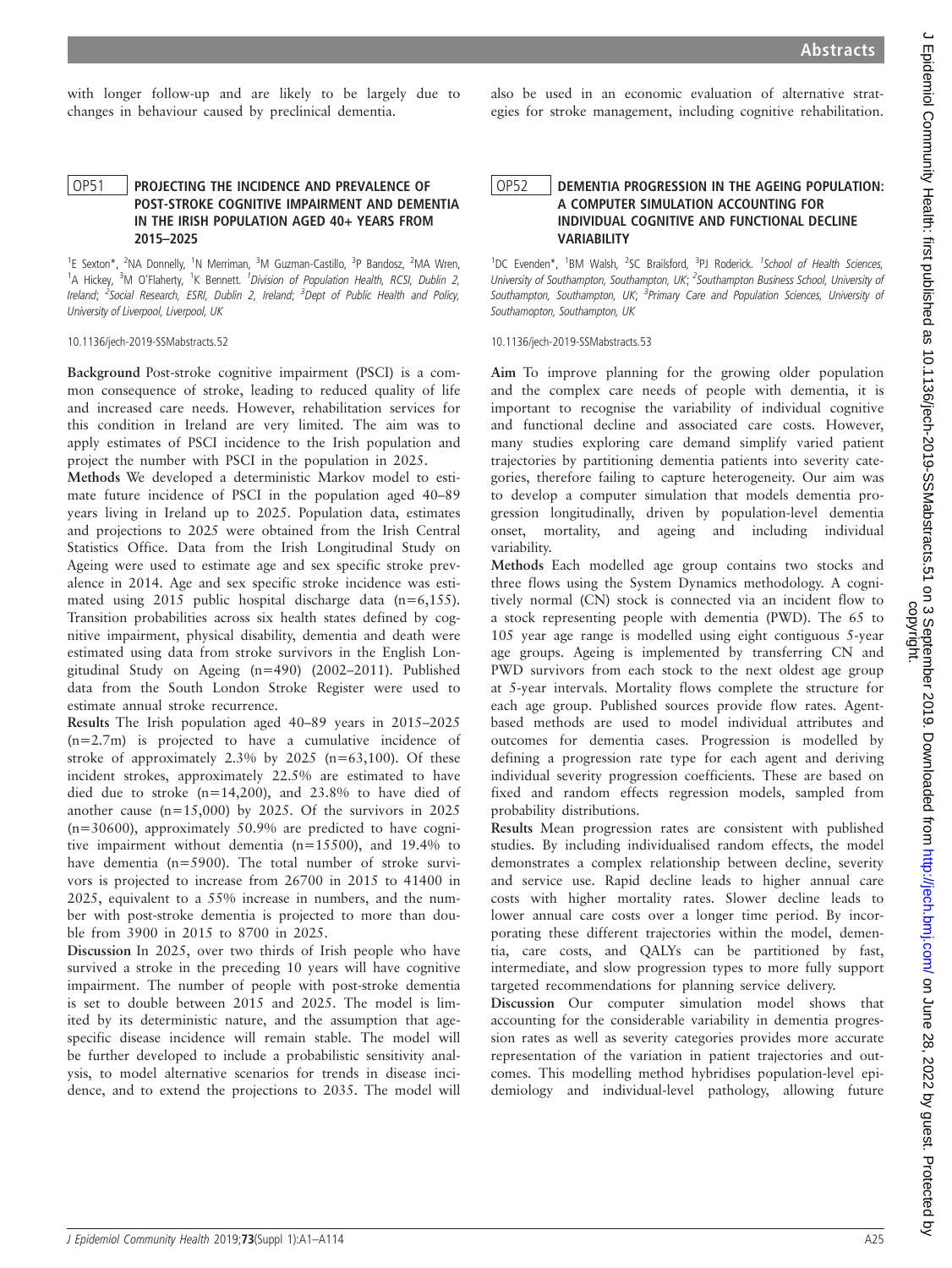with longer follow-up and are likely to be largely due to changes in behaviour caused by preclinical dementia.

## OP51 PROJECTING THE INCIDENCE AND PREVALENCE OF POST-STROKE COGNITIVE IMPAIRMENT AND DEMENTIA IN THE IRISH POPULATION AGED 40+ YEARS FROM 2015–2025

[1]E Sexton*, [2]NA Donnelly, [1]N Merriman, [3]M Guzman-Castillo, [3]P Bandosz, [2]MA Wren, [1]A Hickey, [3]M O'Flaherty, [1]K Bennett. [1]*Division of Population Health, RCSI, Dublin 2, Ireland*; [2]*Social Research, ESRI, Dublin 2, Ireland*; [3]*Dept of Public Health and Policy, University of Liverpool, Liverpool, UK*

10.1136/jech-2019-SSMabstracts.52

**Background** Post-stroke cognitive impairment (PSCI) is a common consequence of stroke, leading to reduced quality of life and increased care needs. However, rehabilitation services for this condition in Ireland are very limited. The aim was to apply estimates of PSCI incidence to the Irish population and project the number with PSCI in the population in 2025.

**Methods** We developed a deterministic Markov model to estimate future incidence of PSCI in the population aged 40–89 years living in Ireland up to 2025. Population data, estimates and projections to 2025 were obtained from the Irish Central Statistics Office. Data from the Irish Longitudinal Study on Ageing were used to estimate age and sex specific stroke prevalence in 2014. Age and sex specific stroke incidence was estimated using 2015 public hospital discharge data (n=6,155). Transition probabilities across six health states defined by cognitive impairment, physical disability, dementia and death were estimated using data from stroke survivors in the English Longitudinal Study on Ageing (n=490) (2002–2011). Published data from the South London Stroke Register were used to estimate annual stroke recurrence.

**Results** The Irish population aged 40–89 years in 2015–2025 (n=2.7m) is projected to have a cumulative incidence of stroke of approximately 2.3% by 2025 (n=63,100). Of these incident strokes, approximately 22.5% are estimated to have died due to stroke (n=14,200), and 23.8% to have died of another cause (n=15,000) by 2025. Of the survivors in 2025 (n=30600), approximately 50.9% are predicted to have cognitive impairment without dementia (n=15500), and 19.4% to have dementia (n=5900). The total number of stroke survivors is projected to increase from 26700 in 2015 to 41400 in 2025, equivalent to a 55% increase in numbers, and the number with post-stroke dementia is projected to more than double from 3900 in 2015 to 8700 in 2025.

**Discussion** In 2025, over two thirds of Irish people who have survived a stroke in the preceding 10 years will have cognitive impairment. The number of people with post-stroke dementia is set to double between 2015 and 2025. The model is limited by its deterministic nature, and the assumption that age-specific disease incidence will remain stable. The model will be further developed to include a probabilistic sensitivity analysis, to model alternative scenarios for trends in disease incidence, and to extend the projections to 2035. The model will also be used in an economic evaluation of alternative strategies for stroke management, including cognitive rehabilitation.

## OP52 DEMENTIA PROGRESSION IN THE AGEING POPULATION: A COMPUTER SIMULATION ACCOUNTING FOR INDIVIDUAL COGNITIVE AND FUNCTIONAL DECLINE VARIABILITY

[1]DC Evenden*, [1]BM Walsh, [2]SC Brailsford, [3]PJ Roderick. [1]*School of Health Sciences, University of Southampton, Southampton, UK*; [2]*Southampton Business School, University of Southampton, Southampton, UK*; [3]*Primary Care and Population Sciences, University of Southamopton, Southampton, UK*

10.1136/jech-2019-SSMabstracts.53

**Aim** To improve planning for the growing older population and the complex care needs of people with dementia, it is important to recognise the variability of individual cognitive and functional decline and associated care costs. However, many studies exploring care demand simplify varied patient trajectories by partitioning dementia patients into severity categories, therefore failing to capture heterogeneity. Our aim was to develop a computer simulation that models dementia progression longitudinally, driven by population-level dementia onset, mortality, and ageing and including individual variability.

**Methods** Each modelled age group contains two stocks and three flows using the System Dynamics methodology. A cognitively normal (CN) stock is connected via an incident flow to a stock representing people with dementia (PWD). The 65 to 105 year age range is modelled using eight contiguous 5-year age groups. Ageing is implemented by transferring CN and PWD survivors from each stock to the next oldest age group at 5-year intervals. Mortality flows complete the structure for each age group. Published sources provide flow rates. Agent-based methods are used to model individual attributes and outcomes for dementia cases. Progression is modelled by defining a progression rate type for each agent and deriving individual severity progression coefficients. These are based on fixed and random effects regression models, sampled from probability distributions.

**Results** Mean progression rates are consistent with published studies. By including individualised random effects, the model demonstrates a complex relationship between decline, severity and service use. Rapid decline leads to higher annual care costs with higher mortality rates. Slower decline leads to lower annual care costs over a longer time period. By incorporating these different trajectories within the model, dementia, care costs, and QALYs can be partitioned by fast, intermediate, and slow progression types to more fully support targeted recommendations for planning service delivery.

**Discussion** Our computer simulation model shows that accounting for the considerable variability in dementia progression rates as well as severity categories provides more accurate representation of the variation in patient trajectories and outcomes. This modelling method hybridises population-level epidemiology and individual-level pathology, allowing future